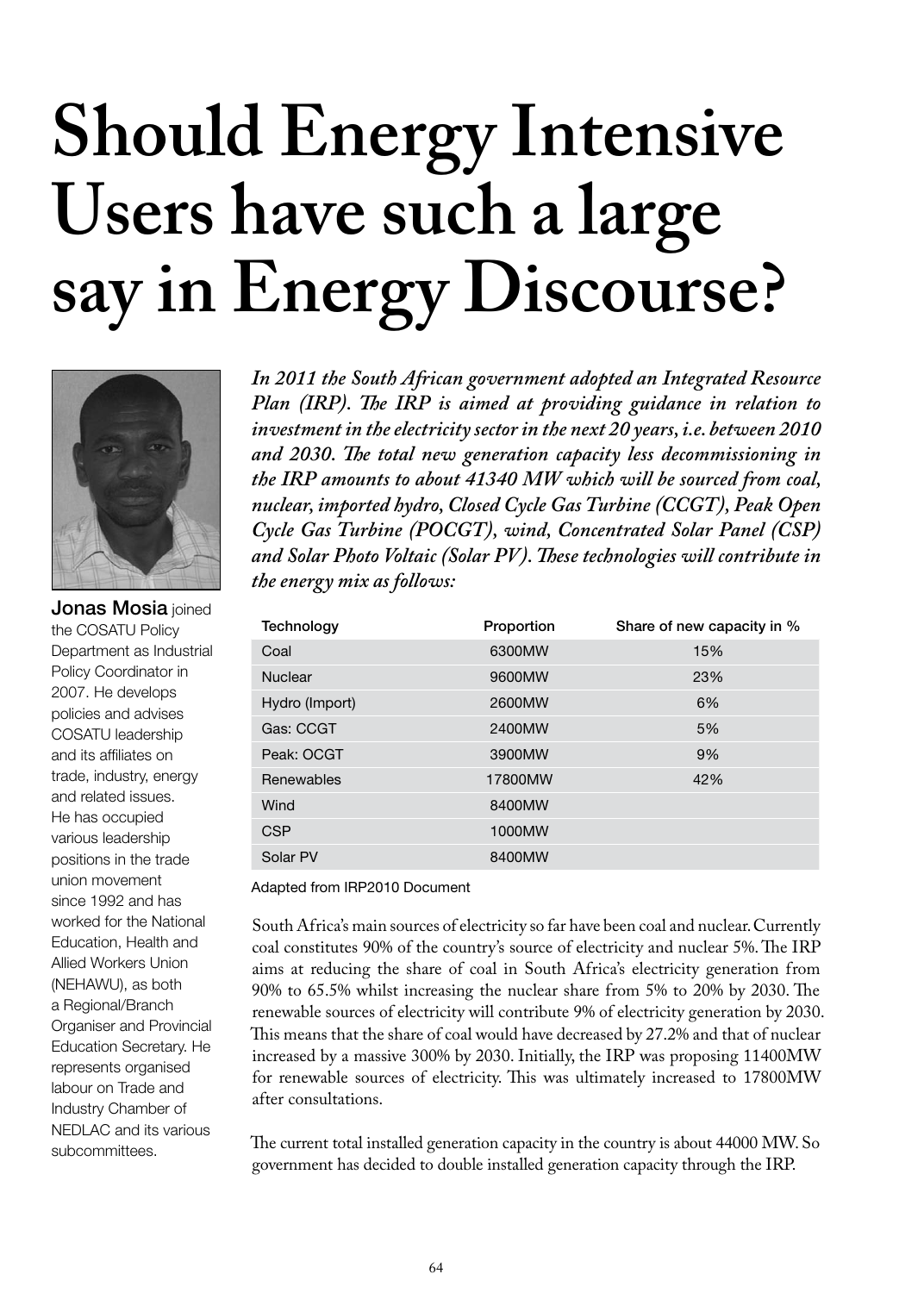# Should Energy Intensive Users have such a large say in Energy Discourse?

**Jonas Mosia** joined the COSATU Policy Department as Industrial Policy Coordinator in 2007. He develops policies and advises COSATU leadership and its affiliates on trade, industry, energy and related issues. He has occupied various leadership positions in the trade union movement since 1992 and has worked for the National Education, Health and Allied Workers Union (NEHAWU), as both a Regional/Branch Organiser and Provincial Education Secretary. He represents organised labour on Trade and Industry Chamber of NEDLAC and its various subcommittees.

***In 2011 the South African government adopted an Integrated Resource Plan (IRP). The IRP is aimed at providing guidance in relation to investment in the electricity sector in the next 20 years, i.e. between 2010 and 2030. The total new generation capacity less decommissioning in the IRP amounts to about 41340 MW which will be sourced from coal, nuclear, imported hydro, Closed Cycle Gas Turbine (CCGT), Peak Open Cycle Gas Turbine (POCGT), wind, Concentrated Solar Panel (CSP) and Solar Photo Voltaic (Solar PV). These technologies will contribute in the energy mix as follows:***

| Technology | Proportion | Share of new capacity in % |
|---|---|---|
| Coal | 6300MW | 15% |
| Nuclear | 9600MW | 23% |
| Hydro (Import) | 2600MW | 6% |
| Gas: CCGT | 2400MW | 5% |
| Peak: OCGT | 3900MW | 9% |
| Renewables | 17800MW | 42% |
| Wind | 8400MW | |
| CSP | 1000MW | |
| Solar PV | 8400MW | |

Adapted from IRP2010 Document

South Africa's main sources of electricity so far have been coal and nuclear. Currently coal constitutes 90% of the country's source of electricity and nuclear 5%. The IRP aims at reducing the share of coal in South Africa's electricity generation from 90% to 65.5% whilst increasing the nuclear share from 5% to 20% by 2030. The renewable sources of electricity will contribute 9% of electricity generation by 2030. This means that the share of coal would have decreased by 27.2% and that of nuclear increased by a massive 300% by 2030. Initially, the IRP was proposing 11400MW for renewable sources of electricity. This was ultimately increased to 17800MW after consultations.

The current total installed generation capacity in the country is about 44000 MW. So government has decided to double installed generation capacity through the IRP.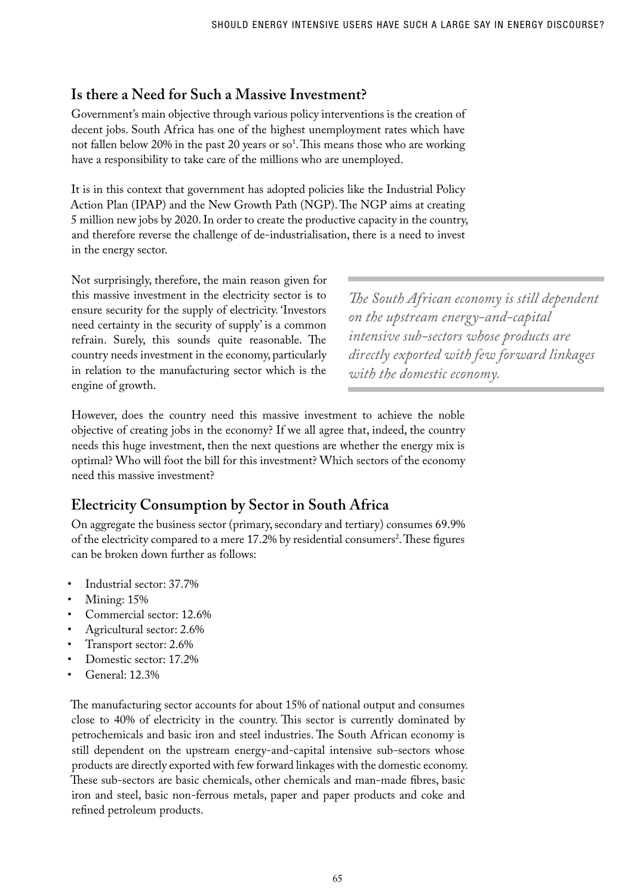## Is there a Need for Such a Massive Investment?

Government's main objective through various policy interventions is the creation of decent jobs. South Africa has one of the highest unemployment rates which have not fallen below 20% in the past 20 years or so[1]. This means those who are working have a responsibility to take care of the millions who are unemployed.

It is in this context that government has adopted policies like the Industrial Policy Action Plan (IPAP) and the New Growth Path (NGP). The NGP aims at creating 5 million new jobs by 2020. In order to create the productive capacity in the country, and therefore reverse the challenge of de-industrialisation, there is a need to invest in the energy sector.

Not surprisingly, therefore, the main reason given for this massive investment in the electricity sector is to ensure security for the supply of electricity. 'Investors need certainty in the security of supply' is a common refrain. Surely, this sounds quite reasonable. The country needs investment in the economy, particularly in relation to the manufacturing sector which is the engine of growth.

> *The South African economy is still dependent on the upstream energy-and-capital intensive sub-sectors whose products are directly exported with few forward linkages with the domestic economy.*

However, does the country need this massive investment to achieve the noble objective of creating jobs in the economy? If we all agree that, indeed, the country needs this huge investment, then the next questions are whether the energy mix is optimal? Who will foot the bill for this investment? Which sectors of the economy need this massive investment?

## Electricity Consumption by Sector in South Africa

On aggregate the business sector (primary, secondary and tertiary) consumes 69.9% of the electricity compared to a mere 17.2% by residential consumers[2]. These figures can be broken down further as follows:

- Industrial sector: 37.7%
- Mining: 15%
- Commercial sector: 12.6%
- Agricultural sector: 2.6%
- Transport sector: 2.6%
- Domestic sector: 17.2%
- General: 12.3%

The manufacturing sector accounts for about 15% of national output and consumes close to 40% of electricity in the country. This sector is currently dominated by petrochemicals and basic iron and steel industries. The South African economy is still dependent on the upstream energy-and-capital intensive sub-sectors whose products are directly exported with few forward linkages with the domestic economy. These sub-sectors are basic chemicals, other chemicals and man-made fibres, basic iron and steel, basic non-ferrous metals, paper and paper products and coke and refined petroleum products.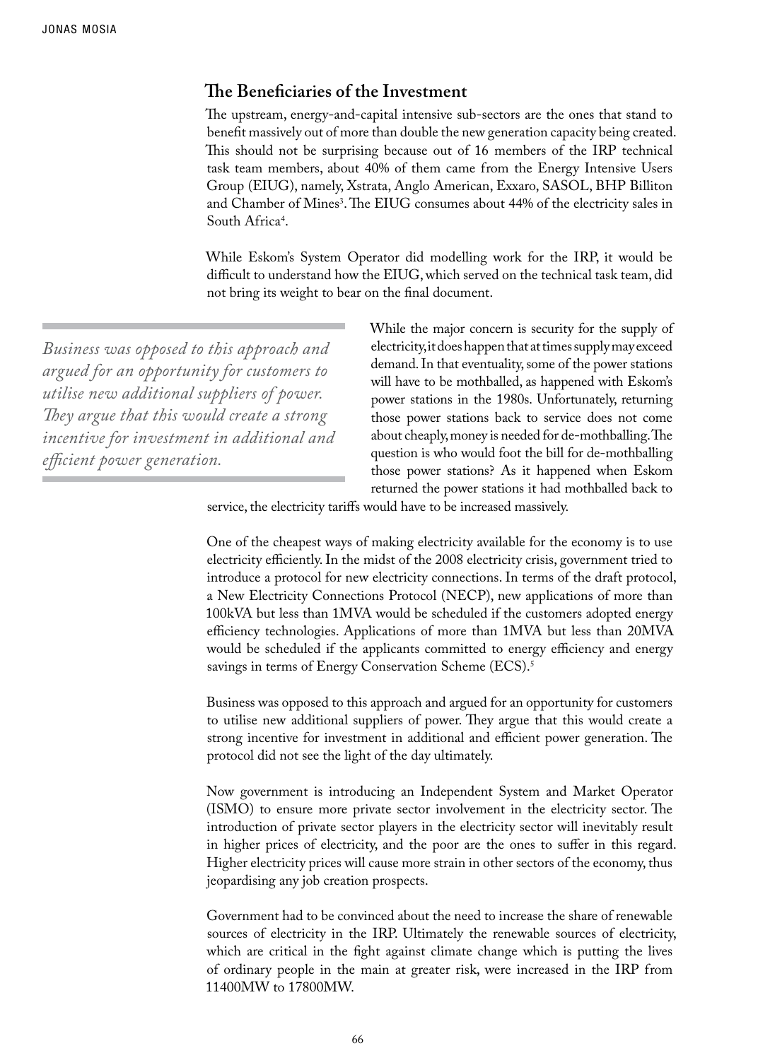## The Beneficiaries of the Investment

The upstream, energy-and-capital intensive sub-sectors are the ones that stand to benefit massively out of more than double the new generation capacity being created. This should not be surprising because out of 16 members of the IRP technical task team members, about 40% of them came from the Energy Intensive Users Group (EIUG), namely, Xstrata, Anglo American, Exxaro, SASOL, BHP Billiton and Chamber of Mines[3]. The EIUG consumes about 44% of the electricity sales in South Africa[4].

While Eskom's System Operator did modelling work for the IRP, it would be difficult to understand how the EIUG, which served on the technical task team, did not bring its weight to bear on the final document.

*Business was opposed to this approach and argued for an opportunity for customers to utilise new additional suppliers of power. They argue that this would create a strong incentive for investment in additional and efficient power generation.*

While the major concern is security for the supply of electricity, it does happen that at times supply may exceed demand. In that eventuality, some of the power stations will have to be mothballed, as happened with Eskom's power stations in the 1980s. Unfortunately, returning those power stations back to service does not come about cheaply, money is needed for de-mothballing. The question is who would foot the bill for de-mothballing those power stations? As it happened when Eskom returned the power stations it had mothballed back to service, the electricity tariffs would have to be increased massively.

One of the cheapest ways of making electricity available for the economy is to use electricity efficiently. In the midst of the 2008 electricity crisis, government tried to introduce a protocol for new electricity connections. In terms of the draft protocol, a New Electricity Connections Protocol (NECP), new applications of more than 100kVA but less than 1MVA would be scheduled if the customers adopted energy efficiency technologies. Applications of more than 1MVA but less than 20MVA would be scheduled if the applicants committed to energy efficiency and energy savings in terms of Energy Conservation Scheme (ECS).[5]

Business was opposed to this approach and argued for an opportunity for customers to utilise new additional suppliers of power. They argue that this would create a strong incentive for investment in additional and efficient power generation. The protocol did not see the light of the day ultimately.

Now government is introducing an Independent System and Market Operator (ISMO) to ensure more private sector involvement in the electricity sector. The introduction of private sector players in the electricity sector will inevitably result in higher prices of electricity, and the poor are the ones to suffer in this regard. Higher electricity prices will cause more strain in other sectors of the economy, thus jeopardising any job creation prospects.

Government had to be convinced about the need to increase the share of renewable sources of electricity in the IRP. Ultimately the renewable sources of electricity, which are critical in the fight against climate change which is putting the lives of ordinary people in the main at greater risk, were increased in the IRP from 11400MW to 17800MW.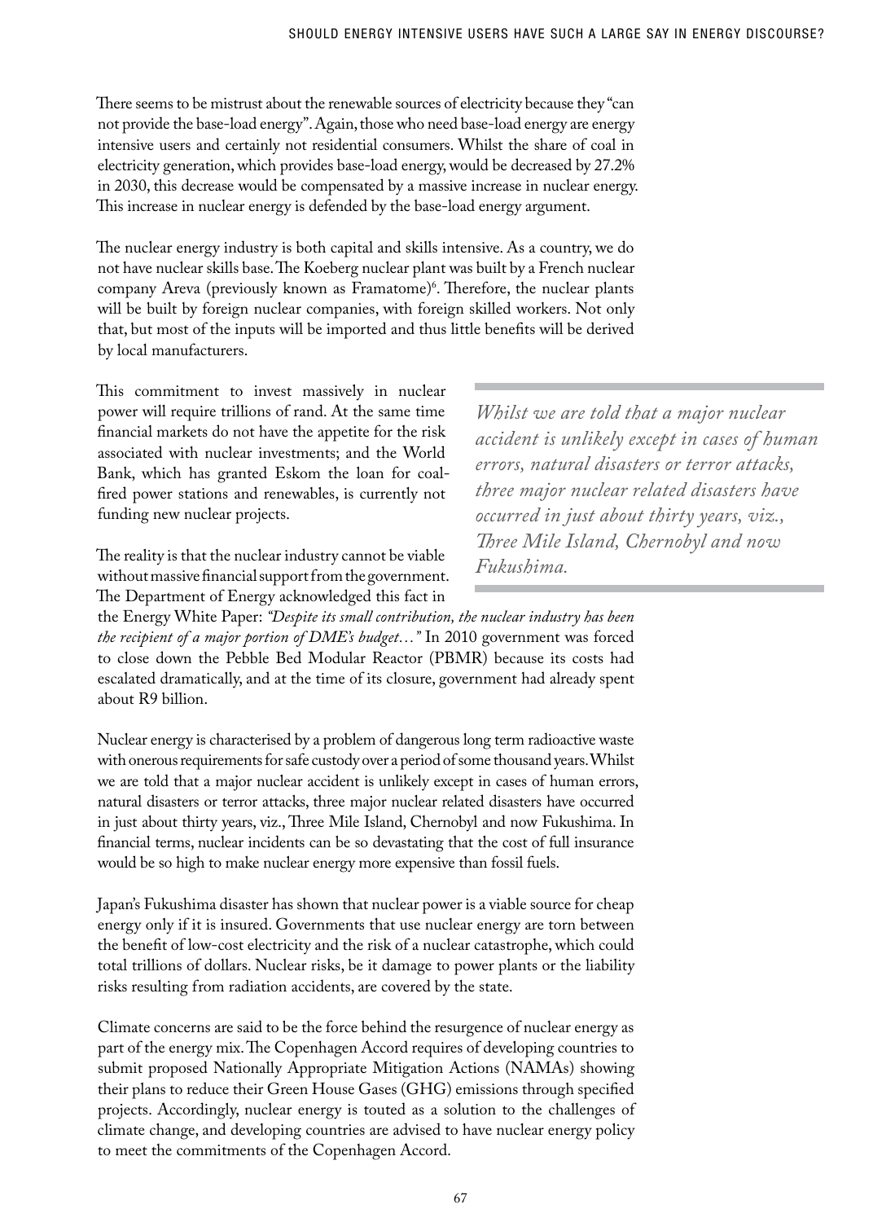There seems to be mistrust about the renewable sources of electricity because they "can not provide the base-load energy". Again, those who need base-load energy are energy intensive users and certainly not residential consumers. Whilst the share of coal in electricity generation, which provides base-load energy, would be decreased by 27.2% in 2030, this decrease would be compensated by a massive increase in nuclear energy. This increase in nuclear energy is defended by the base-load energy argument.

The nuclear energy industry is both capital and skills intensive. As a country, we do not have nuclear skills base. The Koeberg nuclear plant was built by a French nuclear company Areva (previously known as Framatome)[6]. Therefore, the nuclear plants will be built by foreign nuclear companies, with foreign skilled workers. Not only that, but most of the inputs will be imported and thus little benefits will be derived by local manufacturers.

This commitment to invest massively in nuclear power will require trillions of rand. At the same time financial markets do not have the appetite for the risk associated with nuclear investments; and the World Bank, which has granted Eskom the loan for coal-fired power stations and renewables, is currently not funding new nuclear projects.

> *Whilst we are told that a major nuclear accident is unlikely except in cases of human errors, natural disasters or terror attacks, three major nuclear related disasters have occurred in just about thirty years, viz., Three Mile Island, Chernobyl and now Fukushima.*

The reality is that the nuclear industry cannot be viable without massive financial support from the government. The Department of Energy acknowledged this fact in the Energy White Paper: *"Despite its small contribution, the nuclear industry has been the recipient of a major portion of DME's budget…"* In 2010 government was forced to close down the Pebble Bed Modular Reactor (PBMR) because its costs had escalated dramatically, and at the time of its closure, government had already spent about R9 billion.

Nuclear energy is characterised by a problem of dangerous long term radioactive waste with onerous requirements for safe custody over a period of some thousand years. Whilst we are told that a major nuclear accident is unlikely except in cases of human errors, natural disasters or terror attacks, three major nuclear related disasters have occurred in just about thirty years, viz., Three Mile Island, Chernobyl and now Fukushima. In financial terms, nuclear incidents can be so devastating that the cost of full insurance would be so high to make nuclear energy more expensive than fossil fuels.

Japan's Fukushima disaster has shown that nuclear power is a viable source for cheap energy only if it is insured. Governments that use nuclear energy are torn between the benefit of low-cost electricity and the risk of a nuclear catastrophe, which could total trillions of dollars. Nuclear risks, be it damage to power plants or the liability risks resulting from radiation accidents, are covered by the state.

Climate concerns are said to be the force behind the resurgence of nuclear energy as part of the energy mix. The Copenhagen Accord requires of developing countries to submit proposed Nationally Appropriate Mitigation Actions (NAMAs) showing their plans to reduce their Green House Gases (GHG) emissions through specified projects. Accordingly, nuclear energy is touted as a solution to the challenges of climate change, and developing countries are advised to have nuclear energy policy to meet the commitments of the Copenhagen Accord.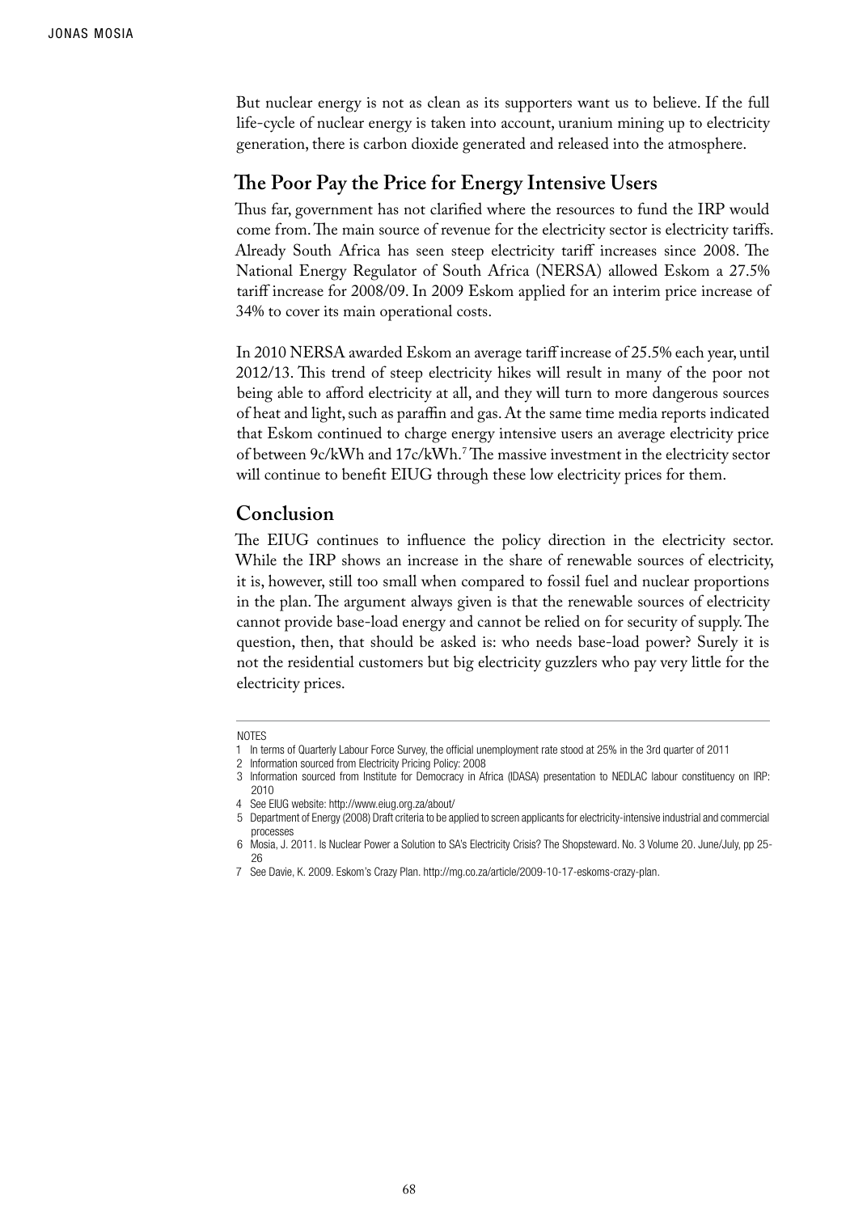But nuclear energy is not as clean as its supporters want us to believe. If the full life-cycle of nuclear energy is taken into account, uranium mining up to electricity generation, there is carbon dioxide generated and released into the atmosphere.

## The Poor Pay the Price for Energy Intensive Users

Thus far, government has not clarified where the resources to fund the IRP would come from. The main source of revenue for the electricity sector is electricity tariffs. Already South Africa has seen steep electricity tariff increases since 2008. The National Energy Regulator of South Africa (NERSA) allowed Eskom a 27.5% tariff increase for 2008/09. In 2009 Eskom applied for an interim price increase of 34% to cover its main operational costs.

In 2010 NERSA awarded Eskom an average tariff increase of 25.5% each year, until 2012/13. This trend of steep electricity hikes will result in many of the poor not being able to afford electricity at all, and they will turn to more dangerous sources of heat and light, such as paraffin and gas. At the same time media reports indicated that Eskom continued to charge energy intensive users an average electricity price of between 9c/kWh and 17c/kWh.[7] The massive investment in the electricity sector will continue to benefit EIUG through these low electricity prices for them.

## Conclusion

The EIUG continues to influence the policy direction in the electricity sector. While the IRP shows an increase in the share of renewable sources of electricity, it is, however, still too small when compared to fossil fuel and nuclear proportions in the plan. The argument always given is that the renewable sources of electricity cannot provide base-load energy and cannot be relied on for security of supply. The question, then, that should be asked is: who needs base-load power? Surely it is not the residential customers but big electricity guzzlers who pay very little for the electricity prices.

---

NOTES

1 In terms of Quarterly Labour Force Survey, the official unemployment rate stood at 25% in the 3rd quarter of 2011

2 Information sourced from Electricity Pricing Policy: 2008

3 Information sourced from Institute for Democracy in Africa (IDASA) presentation to NEDLAC labour constituency on IRP: 2010

4 See EIUG website: http://www.eiug.org.za/about/

5 Department of Energy (2008) Draft criteria to be applied to screen applicants for electricity-intensive industrial and commercial processes

6 Mosia, J. 2011. Is Nuclear Power a Solution to SA's Electricity Crisis? The Shopsteward. No. 3 Volume 20. June/July, pp 25-26

7 See Davie, K. 2009. Eskom's Crazy Plan. http://mg.co.za/article/2009-10-17-eskoms-crazy-plan.